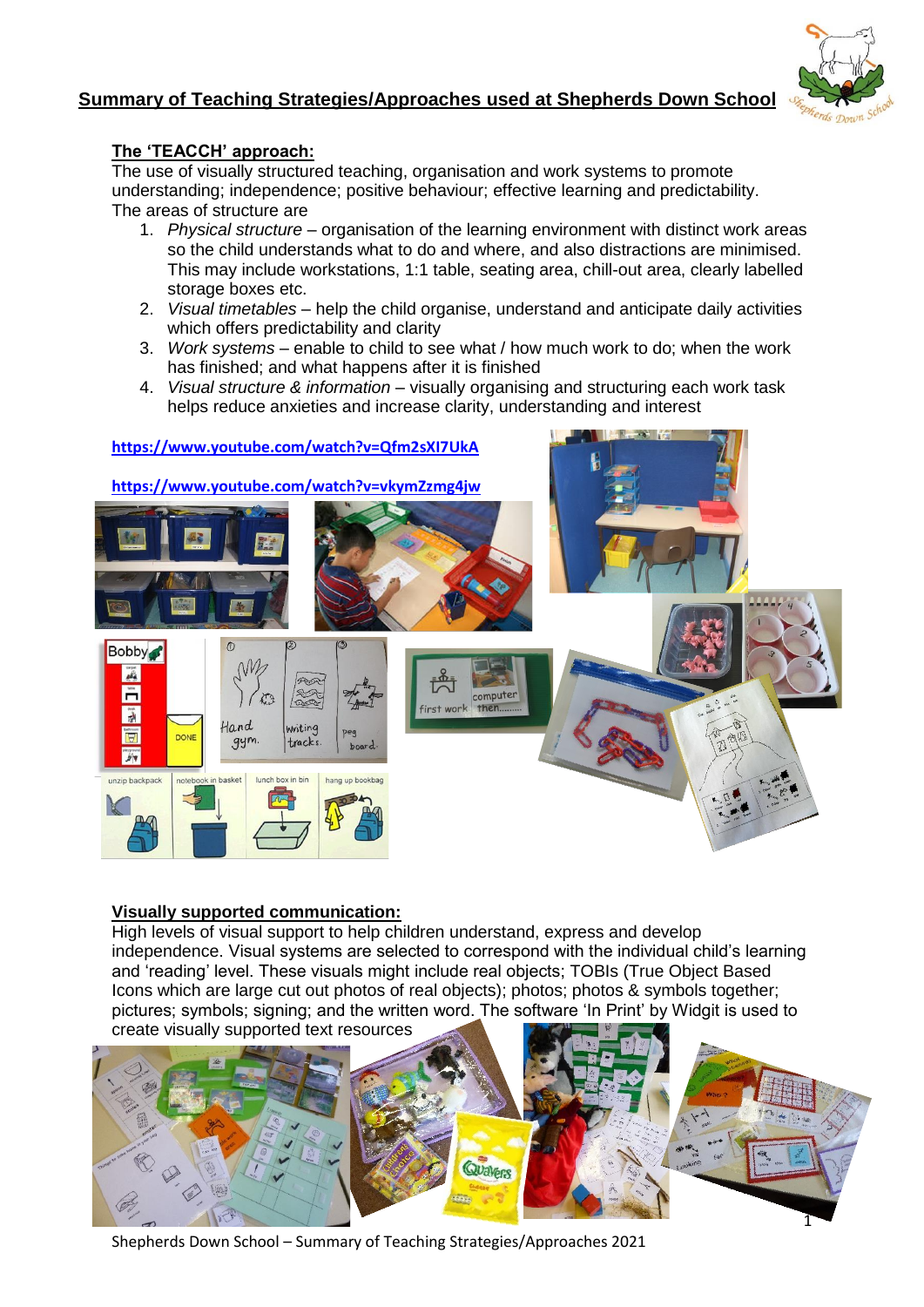## Summary of Teaching Strategies/Approaches used at Shepherds Down School

### The 'TEACCH' approach:

The use of visually structured teaching, organisation and work systems to promote understanding; independence; positive behaviour; effective learning and predictability.
The areas of structure are

1. *Physical structure* – organisation of the learning environment with distinct work areas so the child understands what to do and where, and also distractions are minimised. This may include workstations, 1:1 table, seating area, chill-out area, clearly labelled storage boxes etc.
2. *Visual timetables* – help the child organise, understand and anticipate daily activities which offers predictability and clarity
3. *Work systems* – enable to child to see what / how much work to do; when the work has finished; and what happens after it is finished
4. *Visual structure & information* – visually organising and structuring each work task helps reduce anxieties and increase clarity, understanding and interest

https://www.youtube.com/watch?v=Qfm2sXI7UkA

https://www.youtube.com/watch?v=vkymZzmg4jw

### Visually supported communication:

High levels of visual support to help children understand, express and develop independence. Visual systems are selected to correspond with the individual child's learning and 'reading' level. These visuals might include real objects; TOBIs (True Object Based Icons which are large cut out photos of real objects); photos; photos & symbols together; pictures; symbols; signing; and the written word. The software 'In Print' by Widgit is used to create visually supported text resources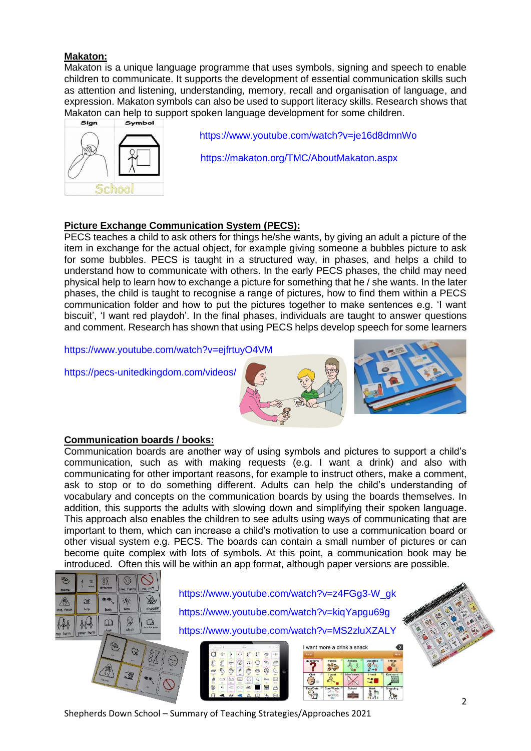## Makaton:

Makaton is a unique language programme that uses symbols, signing and speech to enable children to communicate. It supports the development of essential communication skills such as attention and listening, understanding, memory, recall and organisation of language, and expression. Makaton symbols can also be used to support literacy skills. Research shows that Makaton can help to support spoken language development for some children.

https://www.youtube.com/watch?v=je16d8dmnWo

https://makaton.org/TMC/AboutMakaton.aspx

## Picture Exchange Communication System (PECS):

PECS teaches a child to ask others for things he/she wants, by giving an adult a picture of the item in exchange for the actual object, for example giving someone a bubbles picture to ask for some bubbles. PECS is taught in a structured way, in phases, and helps a child to understand how to communicate with others. In the early PECS phases, the child may need physical help to learn how to exchange a picture for something that he / she wants. In the later phases, the child is taught to recognise a range of pictures, how to find them within a PECS communication folder and how to put the pictures together to make sentences e.g. 'I want biscuit', 'I want red playdoh'. In the final phases, individuals are taught to answer questions and comment. Research has shown that using PECS helps develop speech for some learners

https://www.youtube.com/watch?v=ejfrtuyO4VM

https://pecs-unitedkingdom.com/videos/

## Communication boards / books:

Communication boards are another way of using symbols and pictures to support a child's communication, such as with making requests (e.g. I want a drink) and also with communicating for other important reasons, for example to instruct others, make a comment, ask to stop or to do something different. Adults can help the child's understanding of vocabulary and concepts on the communication boards by using the boards themselves. In addition, this supports the adults with slowing down and simplifying their spoken language. This approach also enables the children to see adults using ways of communicating that are important to them, which can increase a child's motivation to use a communication board or other visual system e.g. PECS. The boards can contain a small number of pictures or can become quite complex with lots of symbols. At this point, a communication book may be introduced. Often this will be within an app format, although paper versions are possible.

https://www.youtube.com/watch?v=z4FGg3-W_gk

https://www.youtube.com/watch?v=kiqYapgu69g

https://www.youtube.com/watch?v=MS2zluXZALY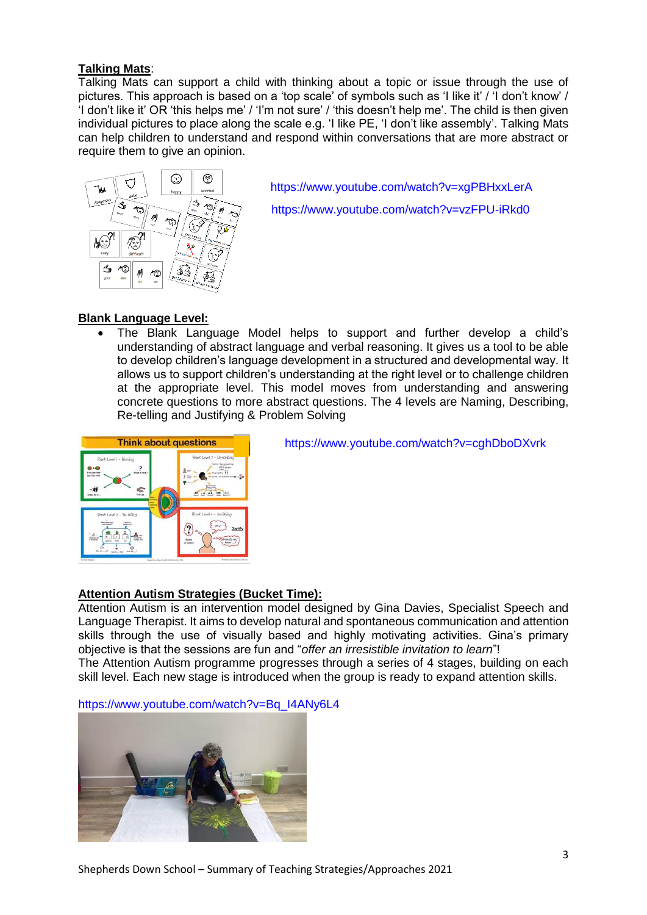**Talking Mats**:
Talking Mats can support a child with thinking about a topic or issue through the use of pictures. This approach is based on a 'top scale' of symbols such as 'I like it' / 'I don't know' / 'I don't like it' OR 'this helps me' / 'I'm not sure' / 'this doesn't help me'. The child is then given individual pictures to place along the scale e.g. 'I like PE, 'I don't like assembly'. Talking Mats can help children to understand and respond within conversations that are more abstract or require them to give an opinion.

https://www.youtube.com/watch?v=xgPBHxxLerA

https://www.youtube.com/watch?v=vzFPU-iRkd0

**Blank Language Level:**

- The Blank Language Model helps to support and further develop a child's understanding of abstract language and verbal reasoning. It gives us a tool to be able to develop children's language development in a structured and developmental way. It allows us to support children's understanding at the right level or to challenge children at the appropriate level. This model moves from understanding and answering concrete questions to more abstract questions. The 4 levels are Naming, Describing, Re-telling and Justifying & Problem Solving

https://www.youtube.com/watch?v=cghDboDXvrk

**Attention Autism Strategies (Bucket Time):**
Attention Autism is an intervention model designed by Gina Davies, Specialist Speech and Language Therapist. It aims to develop natural and spontaneous communication and attention skills through the use of visually based and highly motivating activities. Gina's primary objective is that the sessions are fun and "*offer an irresistible invitation to learn*"!
The Attention Autism programme progresses through a series of 4 stages, building on each skill level. Each new stage is introduced when the group is ready to expand attention skills.

https://www.youtube.com/watch?v=Bq_I4ANy6L4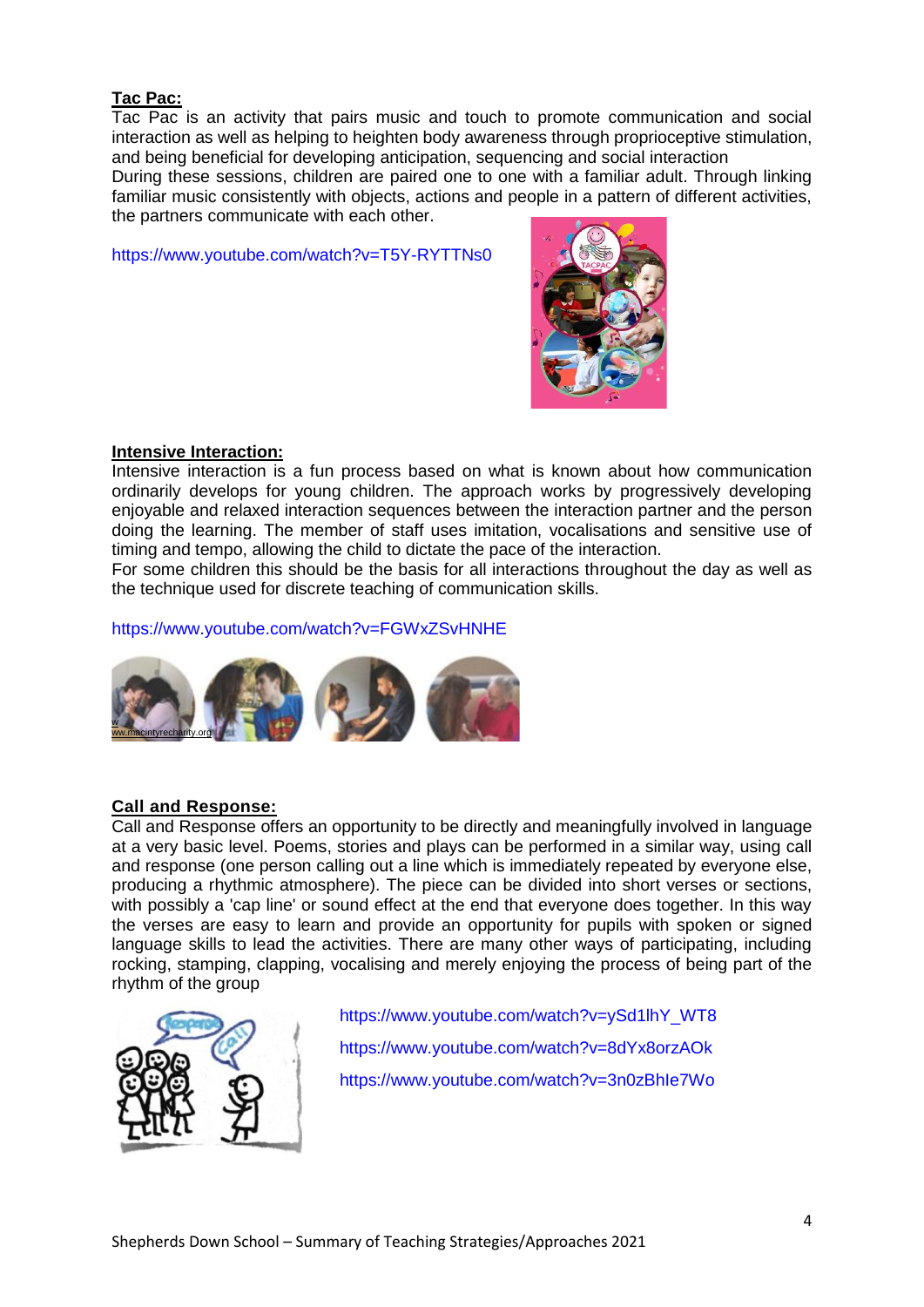**Tac Pac:**

Tac Pac is an activity that pairs music and touch to promote communication and social interaction as well as helping to heighten body awareness through proprioceptive stimulation, and being beneficial for developing anticipation, sequencing and social interaction

During these sessions, children are paired one to one with a familiar adult. Through linking familiar music consistently with objects, actions and people in a pattern of different activities, the partners communicate with each other.

https://www.youtube.com/watch?v=T5Y-RYTTNs0

**Intensive Interaction:**

Intensive interaction is a fun process based on what is known about how communication ordinarily develops for young children. The approach works by progressively developing enjoyable and relaxed interaction sequences between the interaction partner and the person doing the learning. The member of staff uses imitation, vocalisations and sensitive use of timing and tempo, allowing the child to dictate the pace of the interaction.

For some children this should be the basis for all interactions throughout the day as well as the technique used for discrete teaching of communication skills.

https://www.youtube.com/watch?v=FGWxZSvHNHE

www.macintyrecharity.org

**Call and Response:**

Call and Response offers an opportunity to be directly and meaningfully involved in language at a very basic level. Poems, stories and plays can be performed in a similar way, using call and response (one person calling out a line which is immediately repeated by everyone else, producing a rhythmic atmosphere). The piece can be divided into short verses or sections, with possibly a 'cap line' or sound effect at the end that everyone does together. In this way the verses are easy to learn and provide an opportunity for pupils with spoken or signed language skills to lead the activities. There are many other ways of participating, including rocking, stamping, clapping, vocalising and merely enjoying the process of being part of the rhythm of the group

https://www.youtube.com/watch?v=ySd1lhY_WT8

https://www.youtube.com/watch?v=8dYx8orzAOk

https://www.youtube.com/watch?v=3n0zBhle7Wo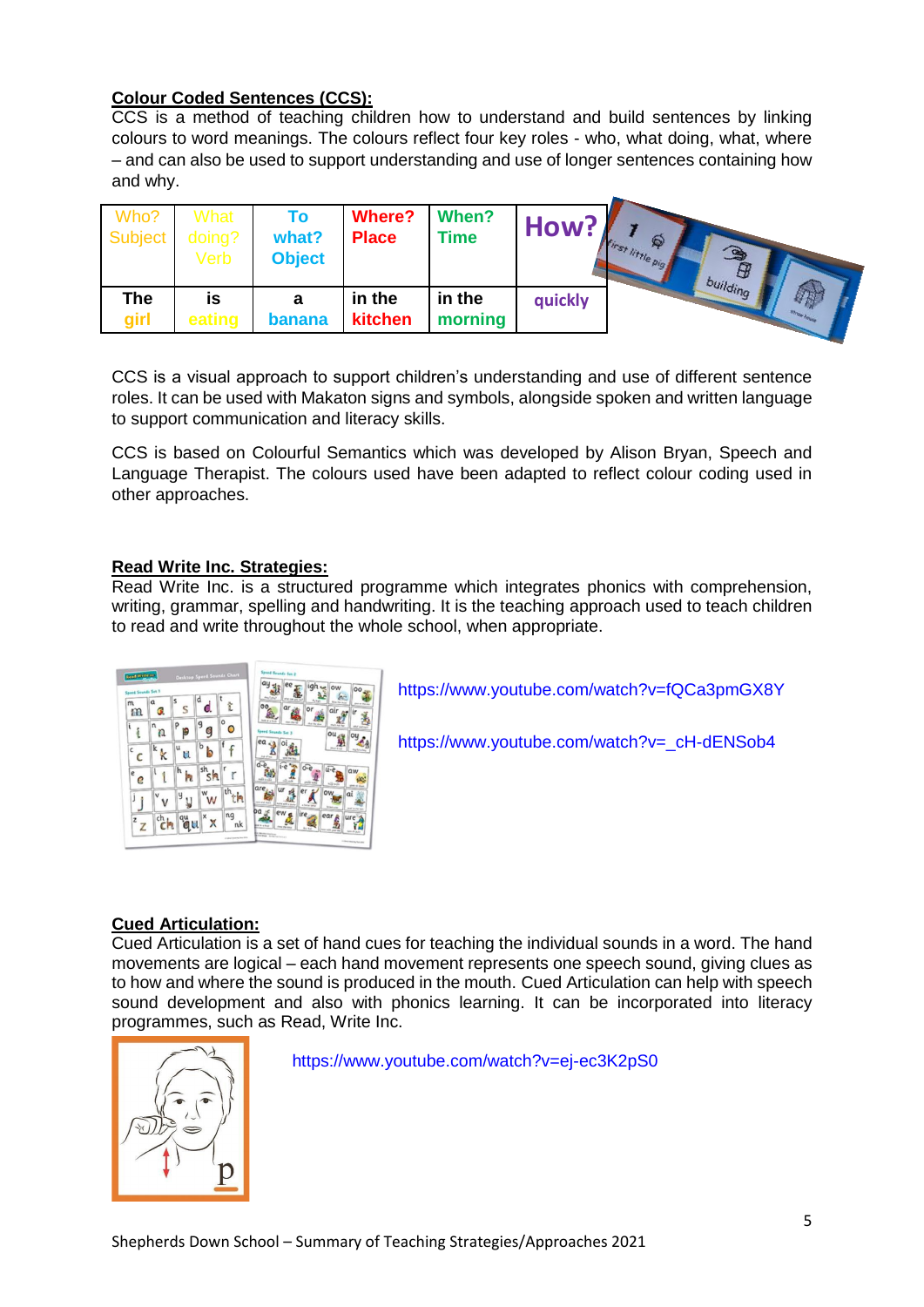**Colour Coded Sentences (CCS):**

CCS is a method of teaching children how to understand and build sentences by linking colours to word meanings. The colours reflect four key roles - who, what doing, what, where – and can also be used to support understanding and use of longer sentences containing how and why.

| Who? Subject | What doing? Verb | To what? Object | Where? Place | When? Time | How? |
|---|---|---|---|---|---|
| The girl | is eating | a banana | in the kitchen | in the morning | quickly |

CCS is a visual approach to support children's understanding and use of different sentence roles. It can be used with Makaton signs and symbols, alongside spoken and written language to support communication and literacy skills.

CCS is based on Colourful Semantics which was developed by Alison Bryan, Speech and Language Therapist. The colours used have been adapted to reflect colour coding used in other approaches.

**Read Write Inc. Strategies:**

Read Write Inc. is a structured programme which integrates phonics with comprehension, writing, grammar, spelling and handwriting. It is the teaching approach used to teach children to read and write throughout the whole school, when appropriate.

https://www.youtube.com/watch?v=fQCa3pmGX8Y

https://www.youtube.com/watch?v=_cH-dENSob4

**Cued Articulation:**

Cued Articulation is a set of hand cues for teaching the individual sounds in a word. The hand movements are logical – each hand movement represents one speech sound, giving clues as to how and where the sound is produced in the mouth. Cued Articulation can help with speech sound development and also with phonics learning. It can be incorporated into literacy programmes, such as Read, Write Inc.

https://www.youtube.com/watch?v=ej-ec3K2pS0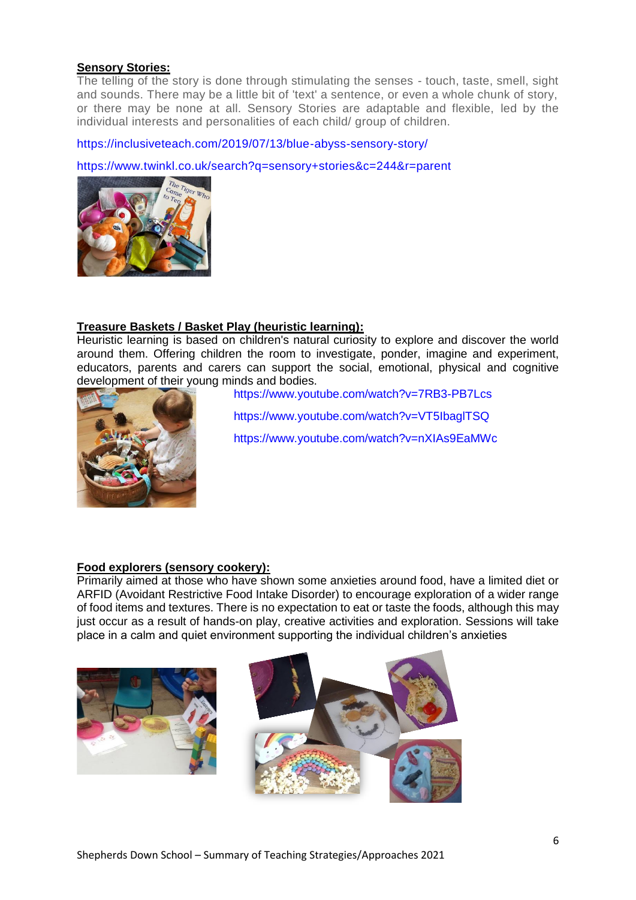**Sensory Stories:**

The telling of the story is done through stimulating the senses - touch, taste, smell, sight and sounds. There may be a little bit of 'text' a sentence, or even a whole chunk of story, or there may be none at all. Sensory Stories are adaptable and flexible, led by the individual interests and personalities of each child/ group of children.

https://inclusiveteach.com/2019/07/13/blue-abyss-sensory-story/

https://www.twinkl.co.uk/search?q=sensory+stories&c=244&r=parent

**Treasure Baskets / Basket Play (heuristic learning):**

Heuristic learning is based on children's natural curiosity to explore and discover the world around them. Offering children the room to investigate, ponder, imagine and experiment, educators, parents and carers can support the social, emotional, physical and cognitive development of their young minds and bodies.

https://www.youtube.com/watch?v=7RB3-PB7Lcs

https://www.youtube.com/watch?v=VT5IbaglTSQ

https://www.youtube.com/watch?v=nXIAs9EaMWc

**Food explorers (sensory cookery):**

Primarily aimed at those who have shown some anxieties around food, have a limited diet or ARFID (Avoidant Restrictive Food Intake Disorder) to encourage exploration of a wider range of food items and textures. There is no expectation to eat or taste the foods, although this may just occur as a result of hands-on play, creative activities and exploration. Sessions will take place in a calm and quiet environment supporting the individual children's anxieties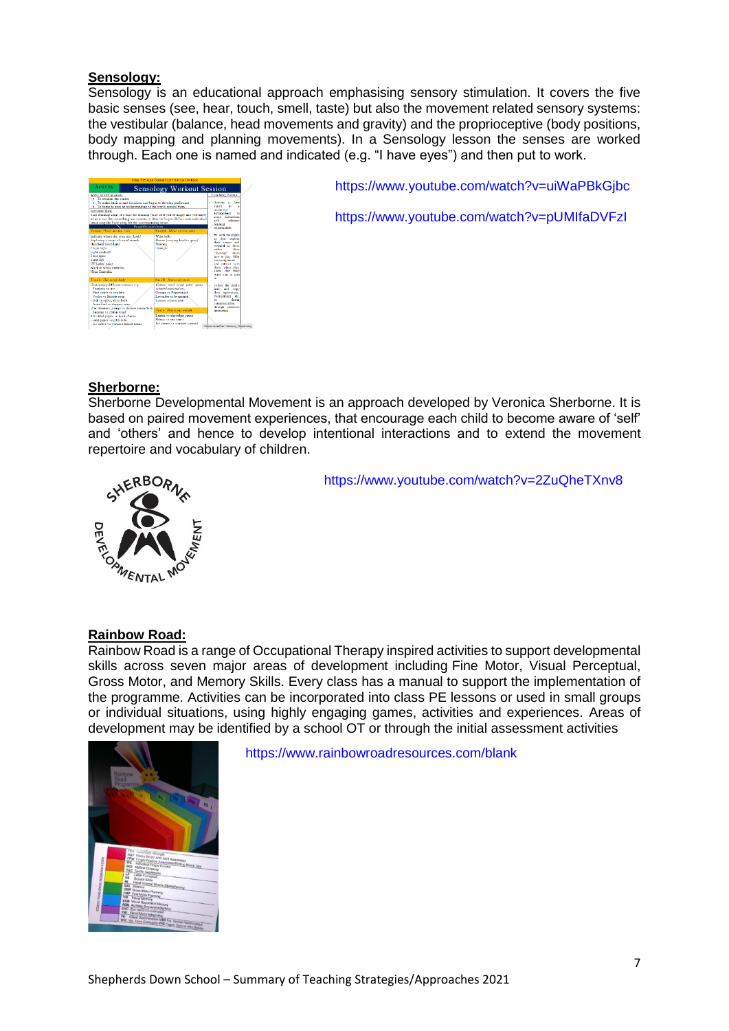## Sensology:

Sensology is an educational approach emphasising sensory stimulation. It covers the five basic senses (see, hear, touch, smell, taste) but also the movement related sensory systems: the vestibular (balance, head movements and gravity) and the proprioceptive (body positions, body mapping and planning movements). In a Sensology lesson the senses are worked through. Each one is named and indicated (e.g. "I have eyes") and then put to work.

https://www.youtube.com/watch?v=uiWaPBkGjbc

https://www.youtube.com/watch?v=pUMIfaDVFzI

## Sherborne:

Sherborne Developmental Movement is an approach developed by Veronica Sherborne. It is based on paired movement experiences, that encourage each child to become aware of 'self' and 'others' and hence to develop intentional interactions and to extend the movement repertoire and vocabulary of children.

https://www.youtube.com/watch?v=2ZuQheTXnv8

## Rainbow Road:

Rainbow Road is a range of Occupational Therapy inspired activities to support developmental skills across seven major areas of development including Fine Motor, Visual Perceptual, Gross Motor, and Memory Skills. Every class has a manual to support the implementation of the programme. Activities can be incorporated into class PE lessons or used in small groups or individual situations, using highly engaging games, activities and experiences. Areas of development may be identified by a school OT or through the initial assessment activities

https://www.rainbowroadresources.com/blank